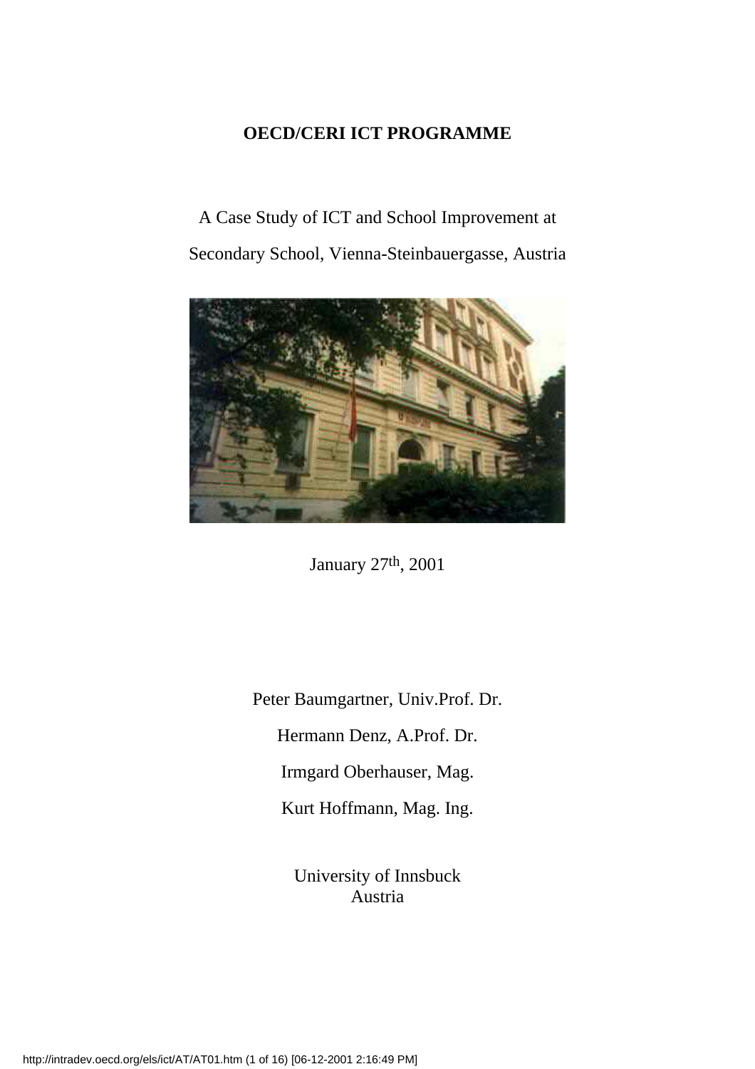**OECD/CERI ICT PROGRAMME**

A Case Study of ICT and School Improvement at

Secondary School, Vienna-Steinbauergasse, Austria

January 27th, 2001

Peter Baumgartner, Univ.Prof. Dr.

Hermann Denz, A.Prof. Dr.

Irmgard Oberhauser, Mag.

Kurt Hoffmann, Mag. Ing.

University of Innsbuck
Austria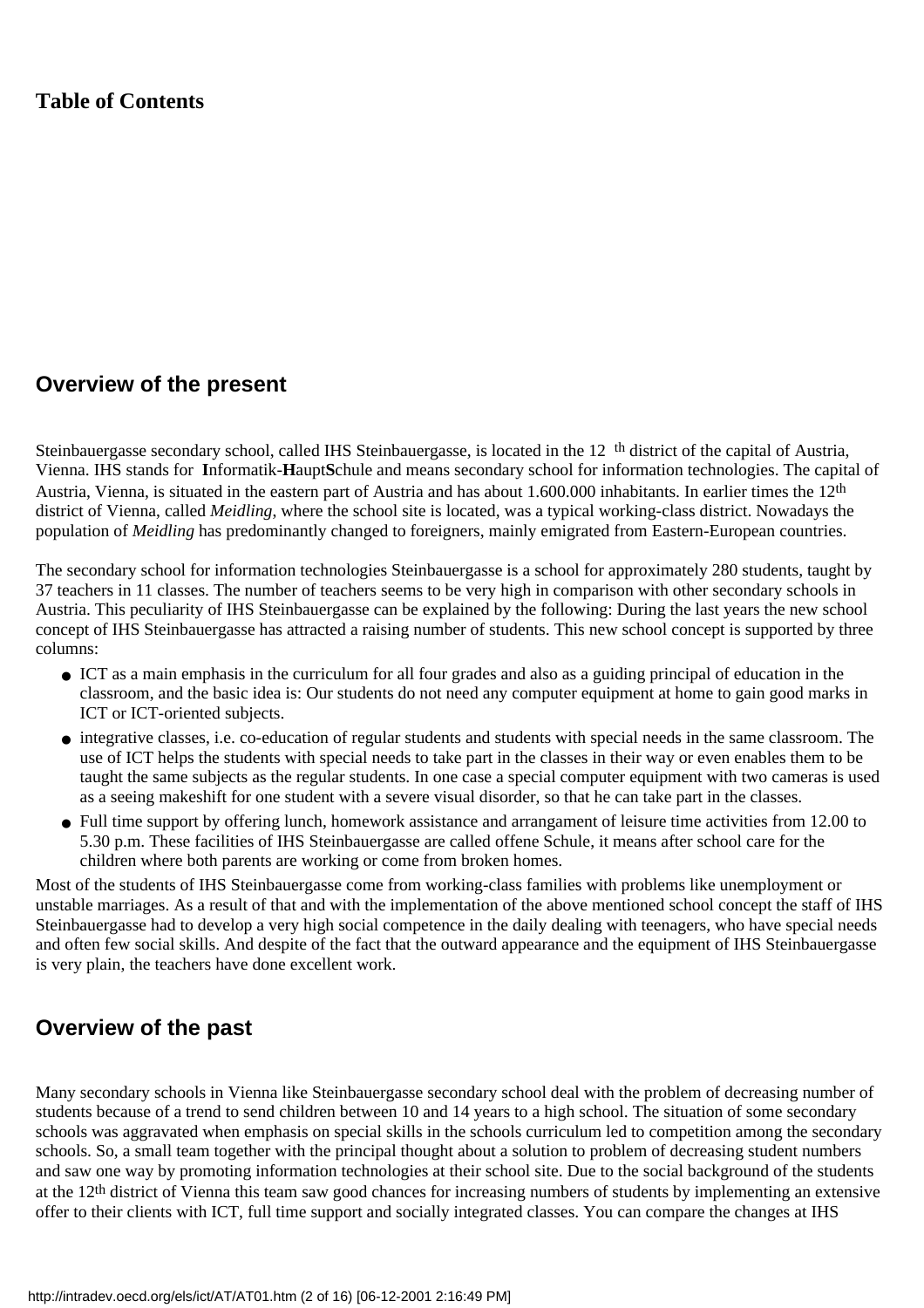**Table of Contents**

## Overview of the present

Steinbauergasse secondary school, called IHS Steinbauergasse, is located in the 12th district of the capital of Austria, Vienna. IHS stands for **I**nformatik-**H**aupt**S**chule and means secondary school for information technologies. The capital of Austria, Vienna, is situated in the eastern part of Austria and has about 1.600.000 inhabitants. In earlier times the 12th district of Vienna, called *Meidling*, where the school site is located, was a typical working-class district. Nowadays the population of *Meidling* has predominantly changed to foreigners, mainly emigrated from Eastern-European countries.

The secondary school for information technologies Steinbauergasse is a school for approximately 280 students, taught by 37 teachers in 11 classes. The number of teachers seems to be very high in comparison with other secondary schools in Austria. This peculiarity of IHS Steinbauergasse can be explained by the following: During the last years the new school concept of IHS Steinbauergasse has attracted a raising number of students. This new school concept is supported by three columns:

- ICT as a main emphasis in the curriculum for all four grades and also as a guiding principal of education in the classroom, and the basic idea is: Our students do not need any computer equipment at home to gain good marks in ICT or ICT-oriented subjects.
- integrative classes, i.e. co-education of regular students and students with special needs in the same classroom. The use of ICT helps the students with special needs to take part in the classes in their way or even enables them to be taught the same subjects as the regular students. In one case a special computer equipment with two cameras is used as a seeing makeshift for one student with a severe visual disorder, so that he can take part in the classes.
- Full time support by offering lunch, homework assistance and arrangament of leisure time activities from 12.00 to 5.30 p.m. These facilities of IHS Steinbauergasse are called offene Schule, it means after school care for the children where both parents are working or come from broken homes.

Most of the students of IHS Steinbauergasse come from working-class families with problems like unemployment or unstable marriages. As a result of that and with the implementation of the above mentioned school concept the staff of IHS Steinbauergasse had to develop a very high social competence in the daily dealing with teenagers, who have special needs and often few social skills. And despite of the fact that the outward appearance and the equipment of IHS Steinbauergasse is very plain, the teachers have done excellent work.

## Overview of the past

Many secondary schools in Vienna like Steinbauergasse secondary school deal with the problem of decreasing number of students because of a trend to send children between 10 and 14 years to a high school. The situation of some secondary schools was aggravated when emphasis on special skills in the schools curriculum led to competition among the secondary schools. So, a small team together with the principal thought about a solution to problem of decreasing student numbers and saw one way by promoting information technologies at their school site. Due to the social background of the students at the 12th district of Vienna this team saw good chances for increasing numbers of students by implementing an extensive offer to their clients with ICT, full time support and socially integrated classes. You can compare the changes at IHS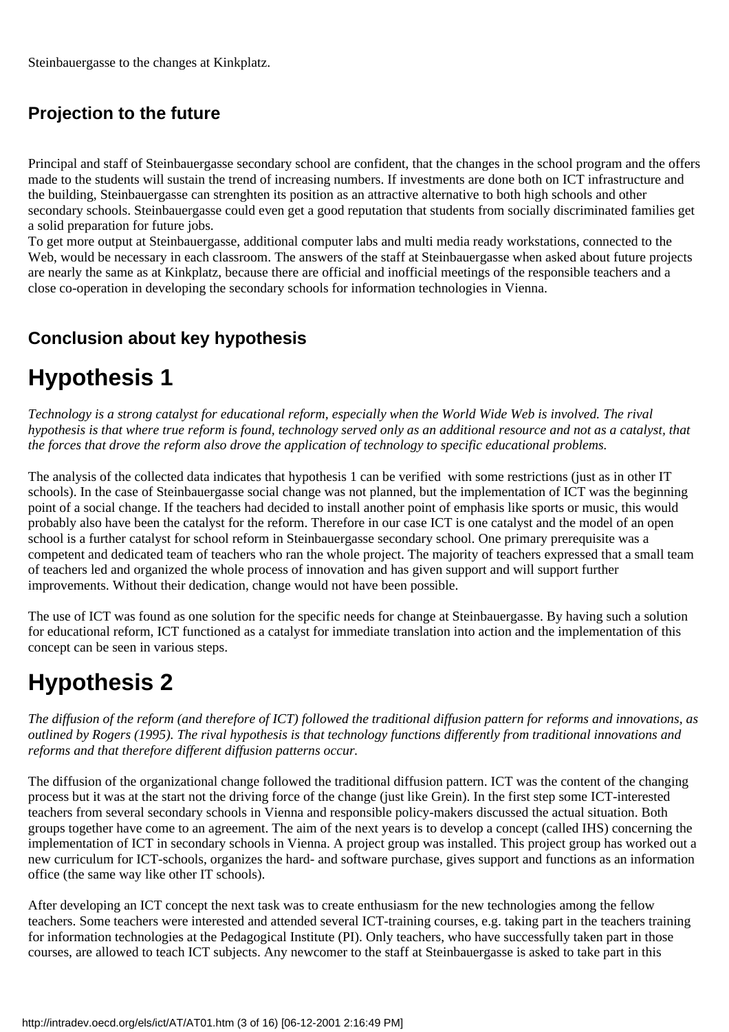Steinbauergasse to the changes at Kinkplatz.

### Projection to the future

Principal and staff of Steinbauergasse secondary school are confident, that the changes in the school program and the offers made to the students will sustain the trend of increasing numbers. If investments are done both on ICT infrastructure and the building, Steinbauergasse can strenghten its position as an attractive alternative to both high schools and other secondary schools. Steinbauergasse could even get a good reputation that students from socially discriminated families get a solid preparation for future jobs.
To get more output at Steinbauergasse, additional computer labs and multi media ready workstations, connected to the Web, would be necessary in each classroom. The answers of the staff at Steinbauergasse when asked about future projects are nearly the same as at Kinkplatz, because there are official and inofficial meetings of the responsible teachers and a close co-operation in developing the secondary schools for information technologies in Vienna.

### Conclusion about key hypothesis

# Hypothesis 1

*Technology is a strong catalyst for educational reform, especially when the World Wide Web is involved. The rival hypothesis is that where true reform is found, technology served only as an additional resource and not as a catalyst, that the forces that drove the reform also drove the application of technology to specific educational problems.*

The analysis of the collected data indicates that hypothesis 1 can be verified with some restrictions (just as in other IT schools). In the case of Steinbauergasse social change was not planned, but the implementation of ICT was the beginning point of a social change. If the teachers had decided to install another point of emphasis like sports or music, this would probably also have been the catalyst for the reform. Therefore in our case ICT is one catalyst and the model of an open school is a further catalyst for school reform in Steinbauergasse secondary school. One primary prerequisite was a competent and dedicated team of teachers who ran the whole project. The majority of teachers expressed that a small team of teachers led and organized the whole process of innovation and has given support and will support further improvements. Without their dedication, change would not have been possible.

The use of ICT was found as one solution for the specific needs for change at Steinbauergasse. By having such a solution for educational reform, ICT functioned as a catalyst for immediate translation into action and the implementation of this concept can be seen in various steps.

# Hypothesis 2

*The diffusion of the reform (and therefore of ICT) followed the traditional diffusion pattern for reforms and innovations, as outlined by Rogers (1995). The rival hypothesis is that technology functions differently from traditional innovations and reforms and that therefore different diffusion patterns occur.*

The diffusion of the organizational change followed the traditional diffusion pattern. ICT was the content of the changing process but it was at the start not the driving force of the change (just like Grein). In the first step some ICT-interested teachers from several secondary schools in Vienna and responsible policy-makers discussed the actual situation. Both groups together have come to an agreement. The aim of the next years is to develop a concept (called IHS) concerning the implementation of ICT in secondary schools in Vienna. A project group was installed. This project group has worked out a new curriculum for ICT-schools, organizes the hard- and software purchase, gives support and functions as an information office (the same way like other IT schools).

After developing an ICT concept the next task was to create enthusiasm for the new technologies among the fellow teachers. Some teachers were interested and attended several ICT-training courses, e.g. taking part in the teachers training for information technologies at the Pedagogical Institute (PI). Only teachers, who have successfully taken part in those courses, are allowed to teach ICT subjects. Any newcomer to the staff at Steinbauergasse is asked to take part in this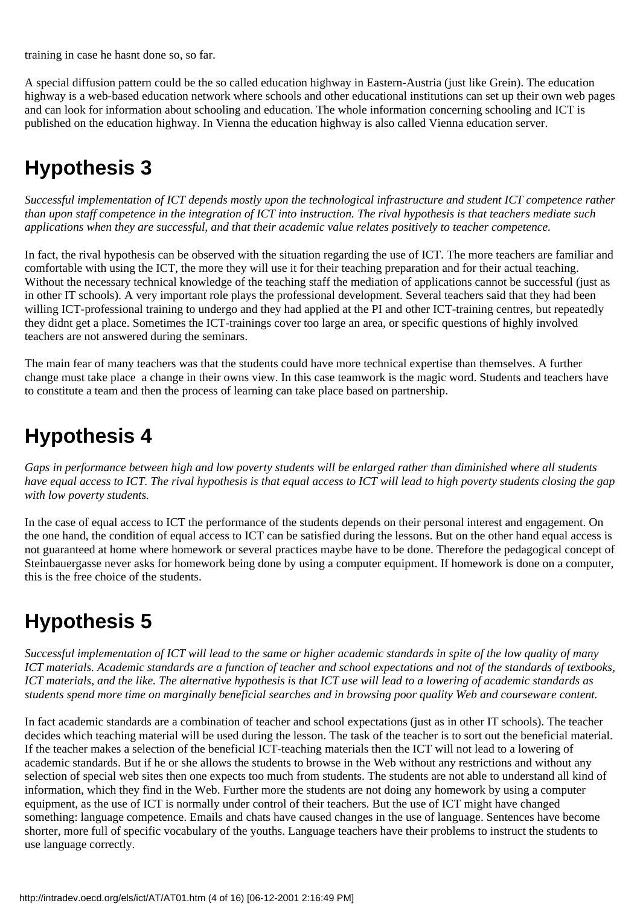training in case he hasnt done so, so far.

A special diffusion pattern could be the so called education highway in Eastern-Austria (just like Grein). The education highway is a web-based education network where schools and other educational institutions can set up their own web pages and can look for information about schooling and education. The whole information concerning schooling and ICT is published on the education highway. In Vienna the education highway is also called Vienna education server.

## Hypothesis 3

*Successful implementation of ICT depends mostly upon the technological infrastructure and student ICT competence rather than upon staff competence in the integration of ICT into instruction. The rival hypothesis is that teachers mediate such applications when they are successful, and that their academic value relates positively to teacher competence.*

In fact, the rival hypothesis can be observed with the situation regarding the use of ICT. The more teachers are familiar and comfortable with using the ICT, the more they will use it for their teaching preparation and for their actual teaching. Without the necessary technical knowledge of the teaching staff the mediation of applications cannot be successful (just as in other IT schools). A very important role plays the professional development. Several teachers said that they had been willing ICT-professional training to undergo and they had applied at the PI and other ICT-training centres, but repeatedly they didnt get a place. Sometimes the ICT-trainings cover too large an area, or specific questions of highly involved teachers are not answered during the seminars.

The main fear of many teachers was that the students could have more technical expertise than themselves. A further change must take place  a change in their owns view. In this case teamwork is the magic word. Students and teachers have to constitute a team and then the process of learning can take place based on partnership.

## Hypothesis 4

*Gaps in performance between high and low poverty students will be enlarged rather than diminished where all students have equal access to ICT. The rival hypothesis is that equal access to ICT will lead to high poverty students closing the gap with low poverty students.*

In the case of equal access to ICT the performance of the students depends on their personal interest and engagement. On the one hand, the condition of equal access to ICT can be satisfied during the lessons. But on the other hand equal access is not guaranteed at home where homework or several practices maybe have to be done. Therefore the pedagogical concept of Steinbauergasse never asks for homework being done by using a computer equipment. If homework is done on a computer, this is the free choice of the students.

## Hypothesis 5

*Successful implementation of ICT will lead to the same or higher academic standards in spite of the low quality of many ICT materials. Academic standards are a function of teacher and school expectations and not of the standards of textbooks, ICT materials, and the like. The alternative hypothesis is that ICT use will lead to a lowering of academic standards as students spend more time on marginally beneficial searches and in browsing poor quality Web and courseware content.*

In fact academic standards are a combination of teacher and school expectations (just as in other IT schools). The teacher decides which teaching material will be used during the lesson. The task of the teacher is to sort out the beneficial material. If the teacher makes a selection of the beneficial ICT-teaching materials then the ICT will not lead to a lowering of academic standards. But if he or she allows the students to browse in the Web without any restrictions and without any selection of special web sites then one expects too much from students. The students are not able to understand all kind of information, which they find in the Web. Further more the students are not doing any homework by using a computer equipment, as the use of ICT is normally under control of their teachers. But the use of ICT might have changed something: language competence. Emails and chats have caused changes in the use of language. Sentences have become shorter, more full of specific vocabulary of the youths. Language teachers have their problems to instruct the students to use language correctly.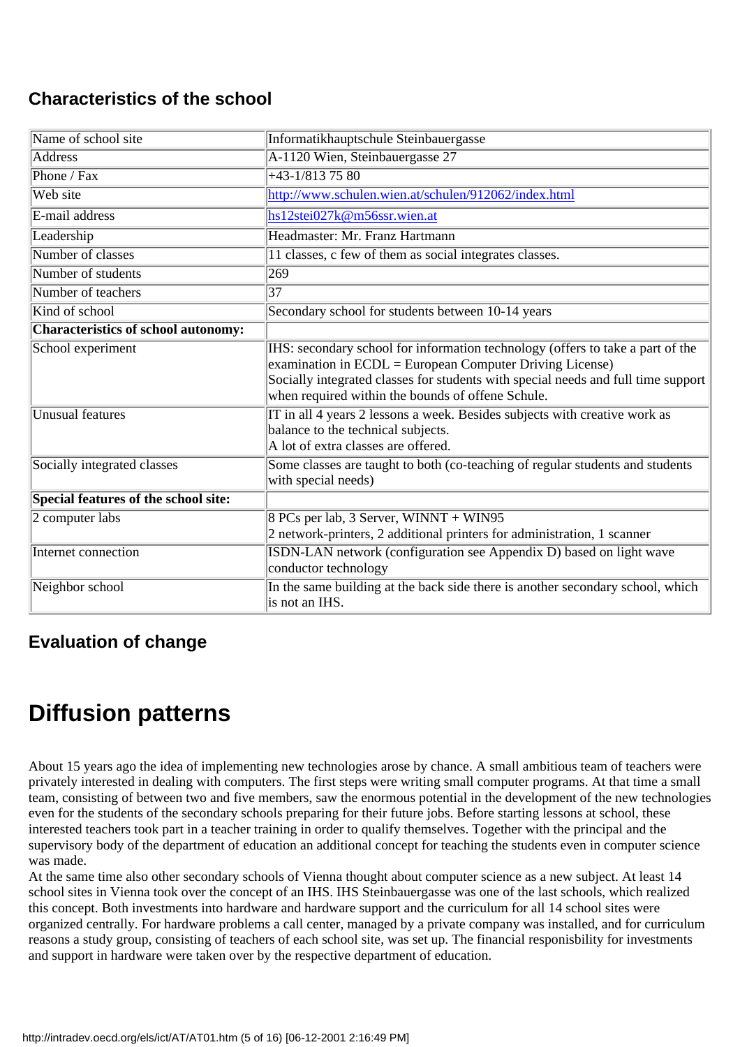### Characteristics of the school

| Name of school site | Informatikhauptschule Steinbauergasse |
|---|---|
| Address | A-1120 Wien, Steinbauergasse 27 |
| Phone / Fax | +43-1/813 75 80 |
| Web site | http://www.schulen.wien.at/schulen/912062/index.html |
| E-mail address | hs12stei027k@m56ssr.wien.at |
| Leadership | Headmaster: Mr. Franz Hartmann |
| Number of classes | 11 classes, c few of them as social integrates classes. |
| Number of students | 269 |
| Number of teachers | 37 |
| Kind of school | Secondary school for students between 10-14 years |
| **Characteristics of school autonomy:** | |
| School experiment | IHS: secondary school for information technology (offers to take a part of the examination in ECDL = European Computer Driving License)<br>Socially integrated classes for students with special needs and full time support when required within the bounds of offene Schule. |
| Unusual features | IT in all 4 years 2 lessons a week. Besides subjects with creative work as balance to the technical subjects.<br>A lot of extra classes are offered. |
| Socially integrated classes | Some classes are taught to both (co-teaching of regular students and students with special needs) |
| **Special features of the school site:** | |
| 2 computer labs | 8 PCs per lab, 3 Server, WINNT + WIN95<br>2 network-printers, 2 additional printers for administration, 1 scanner |
| Internet connection | ISDN-LAN network (configuration see Appendix D) based on light wave conductor technology |
| Neighbor school | In the same building at the back side there is another secondary school, which is not an IHS. |

### Evaluation of change

## Diffusion patterns

About 15 years ago the idea of implementing new technologies arose by chance. A small ambitious team of teachers were privately interested in dealing with computers. The first steps were writing small computer programs. At that time a small team, consisting of between two and five members, saw the enormous potential in the development of the new technologies even for the students of the secondary schools preparing for their future jobs. Before starting lessons at school, these interested teachers took part in a teacher training in order to qualify themselves. Together with the principal and the supervisory body of the department of education an additional concept for teaching the students even in computer science was made.
At the same time also other secondary schools of Vienna thought about computer science as a new subject. At least 14 school sites in Vienna took over the concept of an IHS. IHS Steinbauergasse was one of the last schools, which realized this concept. Both investments into hardware and hardware support and the curriculum for all 14 school sites were organized centrally. For hardware problems a call center, managed by a private company was installed, and for curriculum reasons a study group, consisting of teachers of each school site, was set up. The financial responisbility for investments and support in hardware were taken over by the respective department of education.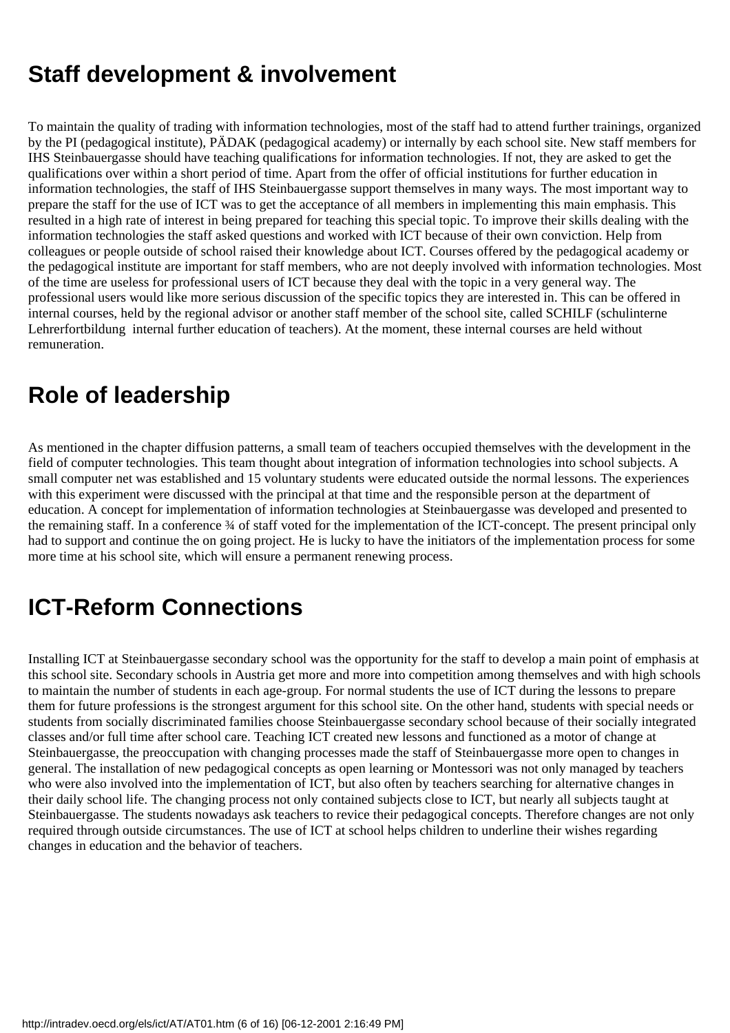## Staff development & involvement

To maintain the quality of trading with information technologies, most of the staff had to attend further trainings, organized by the PI (pedagogical institute), PÄDAK (pedagogical academy) or internally by each school site. New staff members for IHS Steinbauergasse should have teaching qualifications for information technologies. If not, they are asked to get the qualifications over within a short period of time. Apart from the offer of official institutions for further education in information technologies, the staff of IHS Steinbauergasse support themselves in many ways. The most important way to prepare the staff for the use of ICT was to get the acceptance of all members in implementing this main emphasis. This resulted in a high rate of interest in being prepared for teaching this special topic. To improve their skills dealing with the information technologies the staff asked questions and worked with ICT because of their own conviction. Help from colleagues or people outside of school raised their knowledge about ICT. Courses offered by the pedagogical academy or the pedagogical institute are important for staff members, who are not deeply involved with information technologies. Most of the time are useless for professional users of ICT because they deal with the topic in a very general way. The professional users would like more serious discussion of the specific topics they are interested in. This can be offered in internal courses, held by the regional advisor or another staff member of the school site, called SCHILF (schulinterne Lehrerfortbildung  internal further education of teachers). At the moment, these internal courses are held without remuneration.

## Role of leadership

As mentioned in the chapter diffusion patterns, a small team of teachers occupied themselves with the development in the field of computer technologies. This team thought about integration of information technologies into school subjects. A small computer net was established and 15 voluntary students were educated outside the normal lessons. The experiences with this experiment were discussed with the principal at that time and the responsible person at the department of education. A concept for implementation of information technologies at Steinbauergasse was developed and presented to the remaining staff. In a conference ¾ of staff voted for the implementation of the ICT-concept. The present principal only had to support and continue the on going project. He is lucky to have the initiators of the implementation process for some more time at his school site, which will ensure a permanent renewing process.

## ICT-Reform Connections

Installing ICT at Steinbauergasse secondary school was the opportunity for the staff to develop a main point of emphasis at this school site. Secondary schools in Austria get more and more into competition among themselves and with high schools to maintain the number of students in each age-group. For normal students the use of ICT during the lessons to prepare them for future professions is the strongest argument for this school site. On the other hand, students with special needs or students from socially discriminated families choose Steinbauergasse secondary school because of their socially integrated classes and/or full time after school care. Teaching ICT created new lessons and functioned as a motor of change at Steinbauergasse, the preoccupation with changing processes made the staff of Steinbauergasse more open to changes in general. The installation of new pedagogical concepts as open learning or Montessori was not only managed by teachers who were also involved into the implementation of ICT, but also often by teachers searching for alternative changes in their daily school life. The changing process not only contained subjects close to ICT, but nearly all subjects taught at Steinbauergasse. The students nowadays ask teachers to revice their pedagogical concepts. Therefore changes are not only required through outside circumstances. The use of ICT at school helps children to underline their wishes regarding changes in education and the behavior of teachers.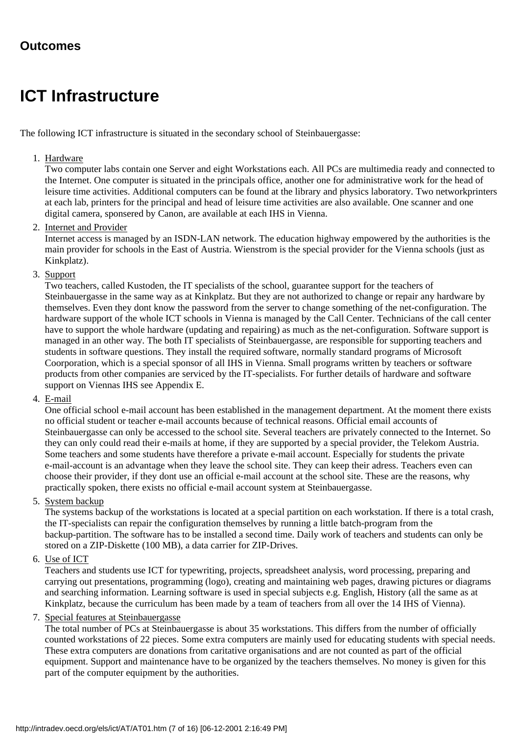### Outcomes

## ICT Infrastructure

The following ICT infrastructure is situated in the secondary school of Steinbauergasse:

1. Hardware
   Two computer labs contain one Server and eight Workstations each. All PCs are multimedia ready and connected to the Internet. One computer is situated in the principals office, another one for administrative work for the head of leisure time activities. Additional computers can be found at the library and physics laboratory. Two networkprinters at each lab, printers for the principal and head of leisure time activities are also available. One scanner and one digital camera, sponsered by Canon, are available at each IHS in Vienna.
2. Internet and Provider
   Internet access is managed by an ISDN-LAN network. The education highway empowered by the authorities is the main provider for schools in the East of Austria. Wienstrom is the special provider for the Vienna schools (just as Kinkplatz).
3. Support
   Two teachers, called Kustoden, the IT specialists of the school, guarantee support for the teachers of Steinbauergasse in the same way as at Kinkplatz. But they are not authorized to change or repair any hardware by themselves. Even they dont know the password from the server to change something of the net-configuration. The hardware support of the whole ICT schools in Vienna is managed by the Call Center. Technicians of the call center have to support the whole hardware (updating and repairing) as much as the net-configuration. Software support is managed in an other way. The both IT specialists of Steinbauergasse, are responsible for supporting teachers and students in software questions. They install the required software, normally standard programs of Microsoft Coorporation, which is a special sponsor of all IHS in Vienna. Small programs written by teachers or software products from other companies are serviced by the IT-specialists. For further details of hardware and software support on Viennas IHS see Appendix E.
4. E-mail
   One official school e-mail account has been established in the management department. At the moment there exists no official student or teacher e-mail accounts because of technical reasons. Official email accounts of Steinbauergasse can only be accessed to the school site. Several teachers are privately connected to the Internet. So they can only could read their e-mails at home, if they are supported by a special provider, the Telekom Austria. Some teachers and some students have therefore a private e-mail account. Especially for students the private e-mail-account is an advantage when they leave the school site. They can keep their adress. Teachers even can choose their provider, if they dont use an official e-mail account at the school site. These are the reasons, why practically spoken, there exists no official e-mail account system at Steinbauergasse.
5. System backup
   The systems backup of the workstations is located at a special partition on each workstation. If there is a total crash, the IT-specialists can repair the configuration themselves by running a little batch-program from the backup-partition. The software has to be installed a second time. Daily work of teachers and students can only be stored on a ZIP-Diskette (100 MB), a data carrier for ZIP-Drives.
6. Use of ICT
   Teachers and students use ICT for typewriting, projects, spreadsheet analysis, word processing, preparing and carrying out presentations, programming (logo), creating and maintaining web pages, drawing pictures or diagrams and searching information. Learning software is used in special subjects e.g. English, History (all the same as at Kinkplatz, because the curriculum has been made by a team of teachers from all over the 14 IHS of Vienna).
7. Special features at Steinbauergasse
   The total number of PCs at Steinbauergasse is about 35 workstations. This differs from the number of officially counted workstations of 22 pieces. Some extra computers are mainly used for educating students with special needs. These extra computers are donations from caritative organisations and are not counted as part of the official equipment. Support and maintenance have to be organized by the teachers themselves. No money is given for this part of the computer equipment by the authorities.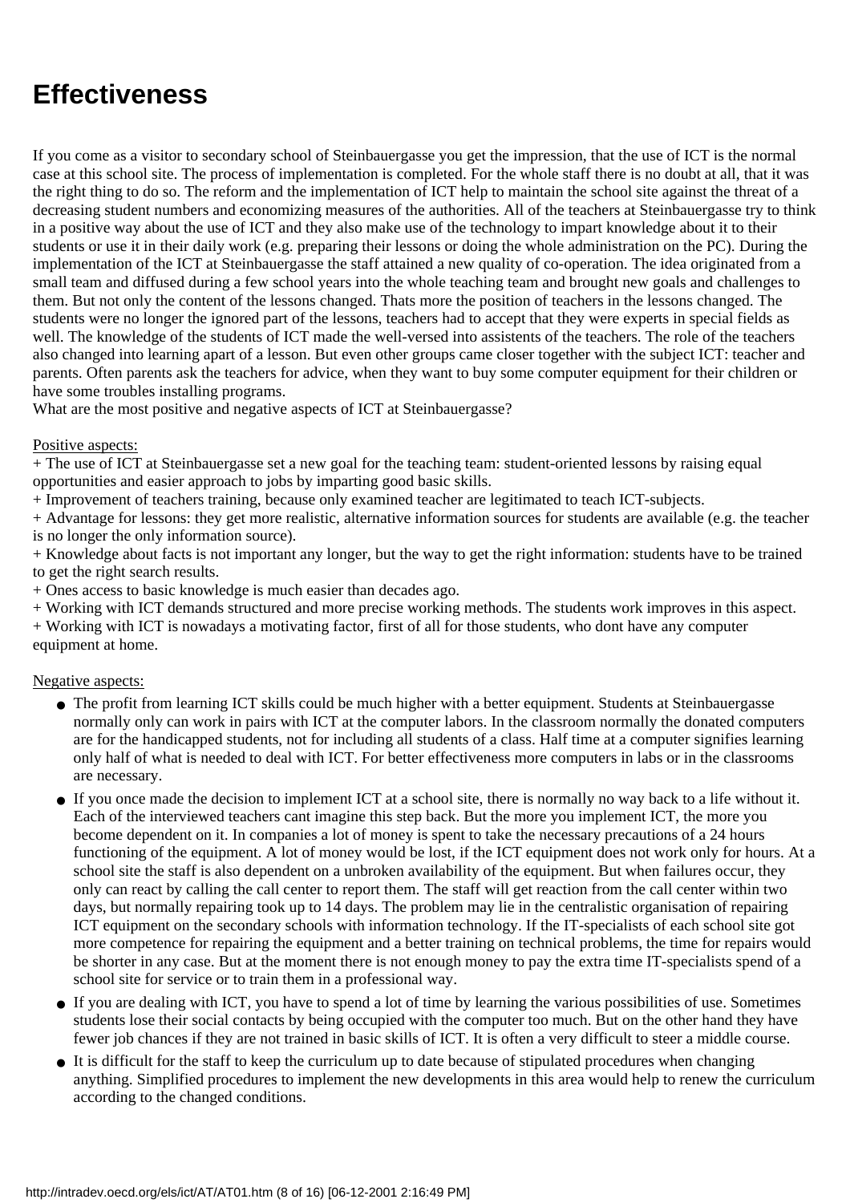# Effectiveness

If you come as a visitor to secondary school of Steinbauergasse you get the impression, that the use of ICT is the normal case at this school site. The process of implementation is completed. For the whole staff there is no doubt at all, that it was the right thing to do so. The reform and the implementation of ICT help to maintain the school site against the threat of a decreasing student numbers and economizing measures of the authorities. All of the teachers at Steinbauergasse try to think in a positive way about the use of ICT and they also make use of the technology to impart knowledge about it to their students or use it in their daily work (e.g. preparing their lessons or doing the whole administration on the PC). During the implementation of the ICT at Steinbauergasse the staff attained a new quality of co-operation. The idea originated from a small team and diffused during a few school years into the whole teaching team and brought new goals and challenges to them. But not only the content of the lessons changed. Thats more the position of teachers in the lessons changed. The students were no longer the ignored part of the lessons, teachers had to accept that they were experts in special fields as well. The knowledge of the students of ICT made the well-versed into assistents of the teachers. The role of the teachers also changed into learning apart of a lesson. But even other groups came closer together with the subject ICT: teacher and parents. Often parents ask the teachers for advice, when they want to buy some computer equipment for their children or have some troubles installing programs.
What are the most positive and negative aspects of ICT at Steinbauergasse?

Positive aspects:

+ The use of ICT at Steinbauergasse set a new goal for the teaching team: student-oriented lessons by raising equal opportunities and easier approach to jobs by imparting good basic skills.
+ Improvement of teachers training, because only examined teacher are legitimated to teach ICT-subjects.
+ Advantage for lessons: they get more realistic, alternative information sources for students are available (e.g. the teacher is no longer the only information source).
+ Knowledge about facts is not important any longer, but the way to get the right information: students have to be trained to get the right search results.
+ Ones access to basic knowledge is much easier than decades ago.
+ Working with ICT demands structured and more precise working methods. The students work improves in this aspect.
+ Working with ICT is nowadays a motivating factor, first of all for those students, who dont have any computer equipment at home.

Negative aspects:

- The profit from learning ICT skills could be much higher with a better equipment. Students at Steinbauergasse normally only can work in pairs with ICT at the computer labors. In the classroom normally the donated computers are for the handicapped students, not for including all students of a class. Half time at a computer signifies learning only half of what is needed to deal with ICT. For better effectiveness more computers in labs or in the classrooms are necessary.
- If you once made the decision to implement ICT at a school site, there is normally no way back to a life without it. Each of the interviewed teachers cant imagine this step back. But the more you implement ICT, the more you become dependent on it. In companies a lot of money is spent to take the necessary precautions of a 24 hours functioning of the equipment. A lot of money would be lost, if the ICT equipment does not work only for hours. At a school site the staff is also dependent on a unbroken availability of the equipment. But when failures occur, they only can react by calling the call center to report them. The staff will get reaction from the call center within two days, but normally repairing took up to 14 days. The problem may lie in the centralistic organisation of repairing ICT equipment on the secondary schools with information technology. If the IT-specialists of each school site got more competence for repairing the equipment and a better training on technical problems, the time for repairs would be shorter in any case. But at the moment there is not enough money to pay the extra time IT-specialists spend of a school site for service or to train them in a professional way.
- If you are dealing with ICT, you have to spend a lot of time by learning the various possibilities of use. Sometimes students lose their social contacts by being occupied with the computer too much. But on the other hand they have fewer job chances if they are not trained in basic skills of ICT. It is often a very difficult to steer a middle course.
- It is difficult for the staff to keep the curriculum up to date because of stipulated procedures when changing anything. Simplified procedures to implement the new developments in this area would help to renew the curriculum according to the changed conditions.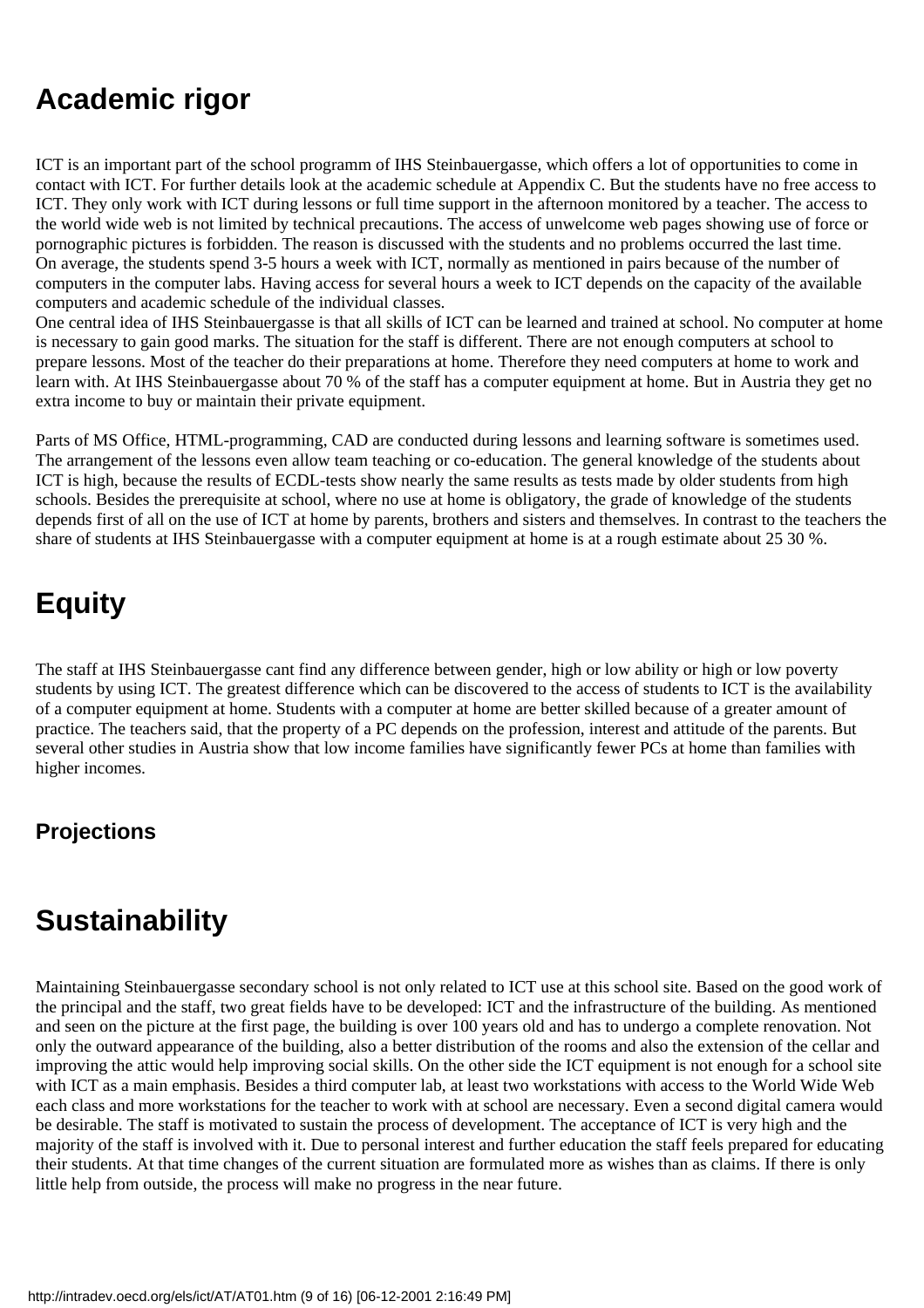## Academic rigor

ICT is an important part of the school programm of IHS Steinbauergasse, which offers a lot of opportunities to come in contact with ICT. For further details look at the academic schedule at Appendix C. But the students have no free access to ICT. They only work with ICT during lessons or full time support in the afternoon monitored by a teacher. The access to the world wide web is not limited by technical precautions. The access of unwelcome web pages showing use of force or pornographic pictures is forbidden. The reason is discussed with the students and no problems occurred the last time.
On average, the students spend 3-5 hours a week with ICT, normally as mentioned in pairs because of the number of computers in the computer labs. Having access for several hours a week to ICT depends on the capacity of the available computers and academic schedule of the individual classes.
One central idea of IHS Steinbauergasse is that all skills of ICT can be learned and trained at school. No computer at home is necessary to gain good marks. The situation for the staff is different. There are not enough computers at school to prepare lessons. Most of the teacher do their preparations at home. Therefore they need computers at home to work and learn with. At IHS Steinbauergasse about 70 % of the staff has a computer equipment at home. But in Austria they get no extra income to buy or maintain their private equipment.

Parts of MS Office, HTML-programming, CAD are conducted during lessons and learning software is sometimes used. The arrangement of the lessons even allow team teaching or co-education. The general knowledge of the students about ICT is high, because the results of ECDL-tests show nearly the same results as tests made by older students from high schools. Besides the prerequisite at school, where no use at home is obligatory, the grade of knowledge of the students depends first of all on the use of ICT at home by parents, brothers and sisters and themselves. In contrast to the teachers the share of students at IHS Steinbauergasse with a computer equipment at home is at a rough estimate about 25 30 %.

## Equity

The staff at IHS Steinbauergasse cant find any difference between gender, high or low ability or high or low poverty students by using ICT. The greatest difference which can be discovered to the access of students to ICT is the availability of a computer equipment at home. Students with a computer at home are better skilled because of a greater amount of practice. The teachers said, that the property of a PC depends on the profession, interest and attitude of the parents. But several other studies in Austria show that low income families have significantly fewer PCs at home than families with higher incomes.

### Projections

## Sustainability

Maintaining Steinbauergasse secondary school is not only related to ICT use at this school site. Based on the good work of the principal and the staff, two great fields have to be developed: ICT and the infrastructure of the building. As mentioned and seen on the picture at the first page, the building is over 100 years old and has to undergo a complete renovation. Not only the outward appearance of the building, also a better distribution of the rooms and also the extension of the cellar and improving the attic would help improving social skills. On the other side the ICT equipment is not enough for a school site with ICT as a main emphasis. Besides a third computer lab, at least two workstations with access to the World Wide Web each class and more workstations for the teacher to work with at school are necessary. Even a second digital camera would be desirable. The staff is motivated to sustain the process of development. The acceptance of ICT is very high and the majority of the staff is involved with it. Due to personal interest and further education the staff feels prepared for educating their students. At that time changes of the current situation are formulated more as wishes than as claims. If there is only little help from outside, the process will make no progress in the near future.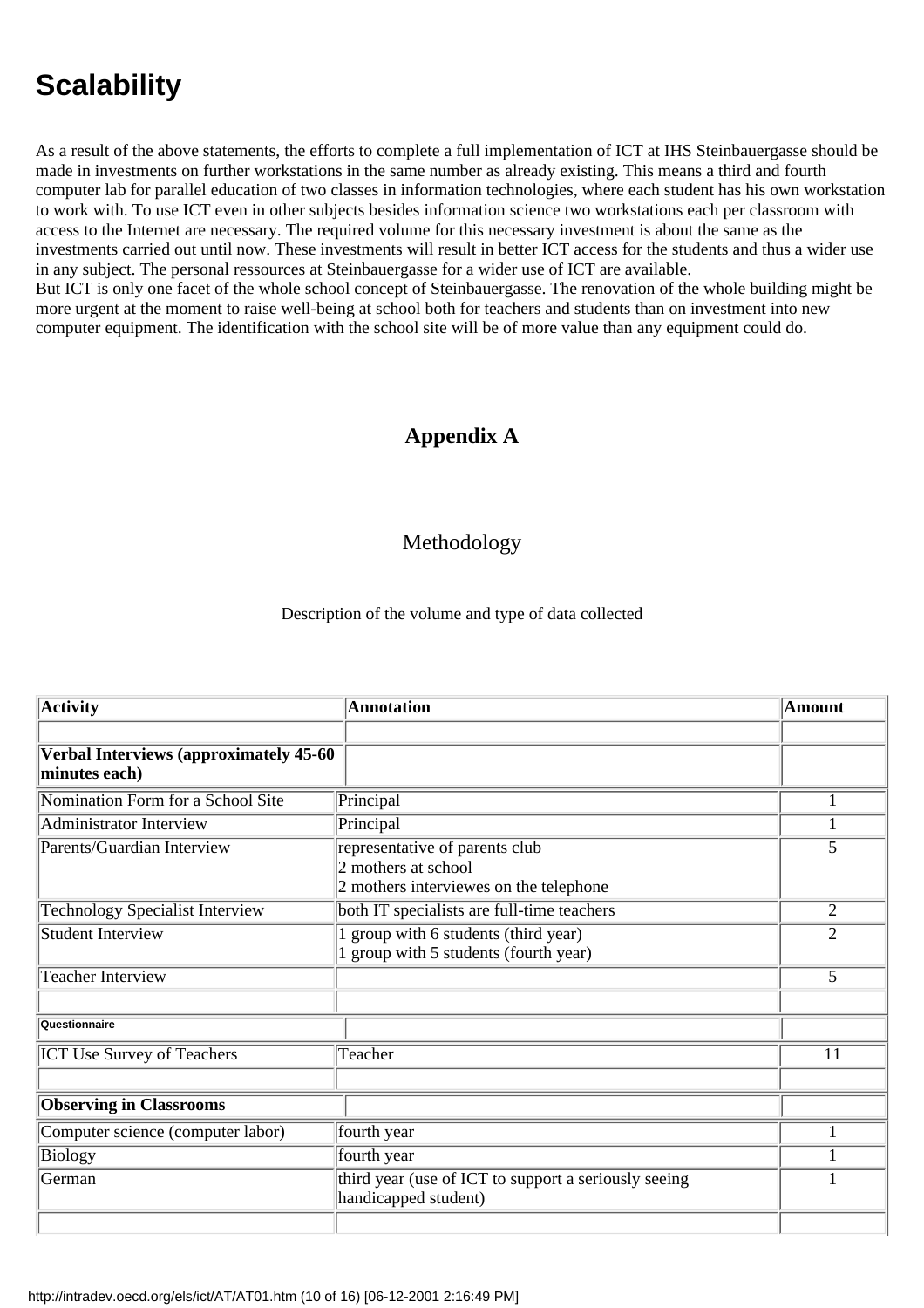# Scalability

As a result of the above statements, the efforts to complete a full implementation of ICT at IHS Steinbauergasse should be made in investments on further workstations in the same number as already existing. This means a third and fourth computer lab for parallel education of two classes in information technologies, where each student has his own workstation to work with. To use ICT even in other subjects besides information science two workstations each per classroom with access to the Internet are necessary. The required volume for this necessary investment is about the same as the investments carried out until now. These investments will result in better ICT access for the students and thus a wider use in any subject. The personal ressources at Steinbauergasse for a wider use of ICT are available.
But ICT is only one facet of the whole school concept of Steinbauergasse. The renovation of the whole building might be more urgent at the moment to raise well-being at school both for teachers and students than on investment into new computer equipment. The identification with the school site will be of more value than any equipment could do.

## Appendix A

### Methodology

Description of the volume and type of data collected

| Activity | Annotation | Amount |
|---|---|---|
| | | |
| **Verbal Interviews (approximately 45-60 minutes each)** | | |
| Nomination Form for a School Site | Principal | 1 |
| Administrator Interview | Principal | 1 |
| Parents/Guardian Interview | representative of parents club<br>2 mothers at school<br>2 mothers interviewes on the telephone | 5 |
| Technology Specialist Interview | both IT specialists are full-time teachers | 2 |
| Student Interview | 1 group with 6 students (third year)<br>1 group with 5 students (fourth year) | 2 |
| Teacher Interview | | 5 |
| | | |
| **Questionnaire** | | |
| ICT Use Survey of Teachers | Teacher | 11 |
| | | |
| **Observing in Classrooms** | | |
| Computer science (computer labor) | fourth year | 1 |
| Biology | fourth year | 1 |
| German | third year (use of ICT to support a seriously seeing handicapped student) | 1 |
| | | |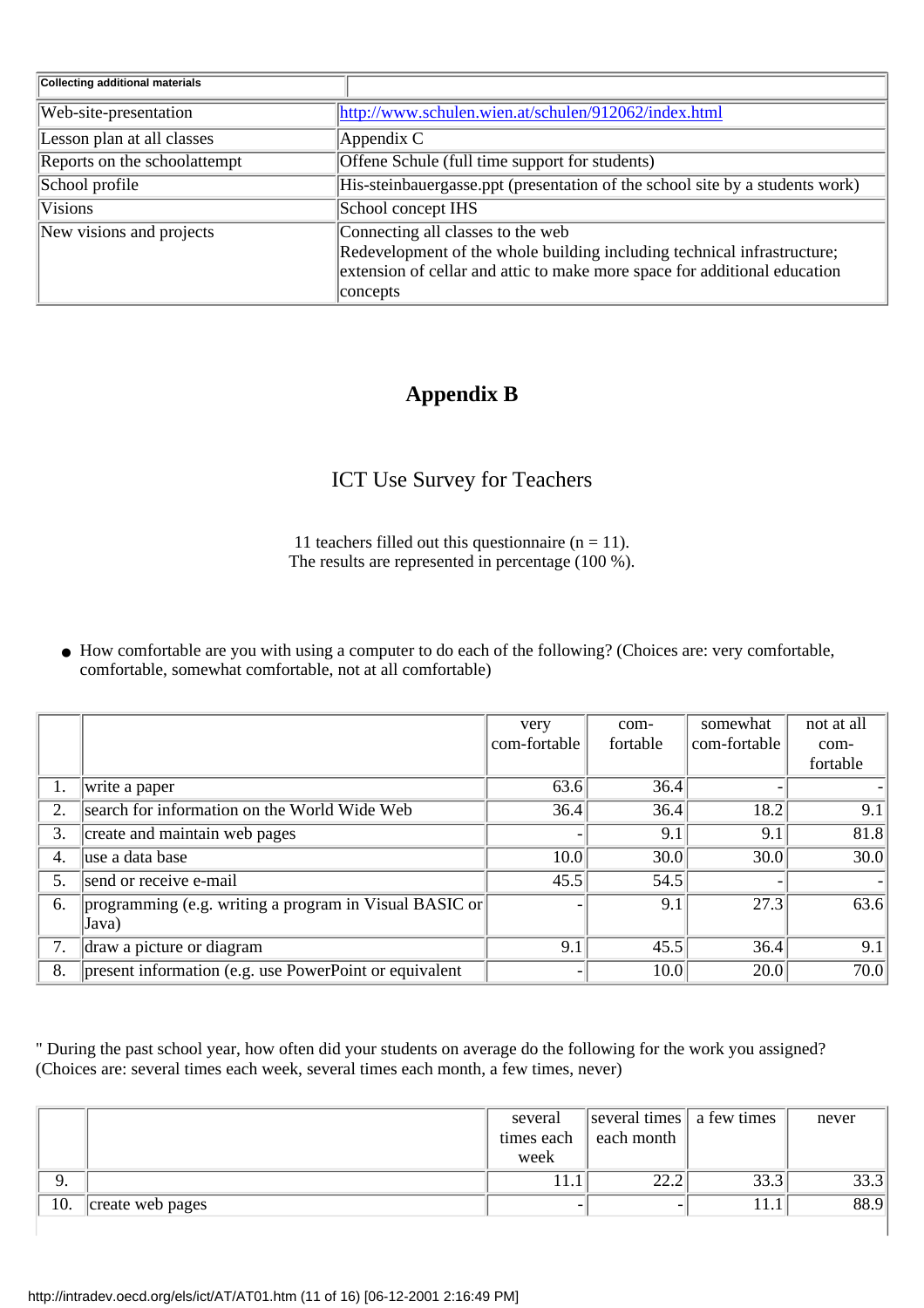| Collecting additional materials | |
|---|---|
| Web-site-presentation | http://www.schulen.wien.at/schulen/912062/index.html |
| Lesson plan at all classes | Appendix C |
| Reports on the schoolattempt | Offene Schule (full time support for students) |
| School profile | His-steinbauergasse.ppt (presentation of the school site by a students work) |
| Visions | School concept IHS |
| New visions and projects | Connecting all classes to the web<br>Redevelopment of the whole building including technical infrastructure; extension of cellar and attic to make more space for additional education concepts |

# Appendix B

## ICT Use Survey for Teachers

11 teachers filled out this questionnaire (n = 11).
The results are represented in percentage (100 %).

- How comfortable are you with using a computer to do each of the following? (Choices are: very comfortable, comfortable, somewhat comfortable, not at all comfortable)

| | | very com-fortable | com-fortable | somewhat com-fortable | not at all com-fortable |
|---|---|---|---|---|---|
| 1. | write a paper | 63.6 | 36.4 | - | - |
| 2. | search for information on the World Wide Web | 36.4 | 36.4 | 18.2 | 9.1 |
| 3. | create and maintain web pages | - | 9.1 | 9.1 | 81.8 |
| 4. | use a data base | 10.0 | 30.0 | 30.0 | 30.0 |
| 5. | send or receive e-mail | 45.5 | 54.5 | - | - |
| 6. | programming (e.g. writing a program in Visual BASIC or Java) | - | 9.1 | 27.3 | 63.6 |
| 7. | draw a picture or diagram | 9.1 | 45.5 | 36.4 | 9.1 |
| 8. | present information (e.g. use PowerPoint or equivalent | - | 10.0 | 20.0 | 70.0 |

" During the past school year, how often did your students on average do the following for the work you assigned? (Choices are: several times each week, several times each month, a few times, never)

| | | several times each week | several times each month | a few times | never |
|---|---|---|---|---|---|
| 9. | | 11.1 | 22.2 | 33.3 | 33.3 |
| 10. | create web pages | - | - | 11.1 | 88.9 |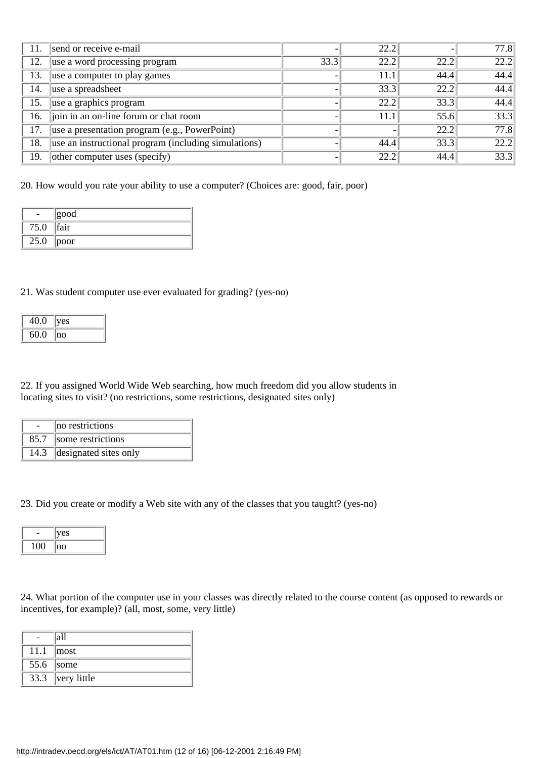| | | | | | |
|---|---|---|---|---|---|
| 11. | send or receive e-mail | - | 22.2 | - | 77.8 |
| 12. | use a word processing program | 33.3 | 22.2 | 22.2 | 22.2 |
| 13. | use a computer to play games | - | 11.1 | 44.4 | 44.4 |
| 14. | use a spreadsheet | - | 33.3 | 22.2 | 44.4 |
| 15. | use a graphics program | - | 22.2 | 33.3 | 44.4 |
| 16. | join in an on-line forum or chat room | - | 11.1 | 55.6 | 33.3 |
| 17. | use a presentation program (e.g., PowerPoint) | - | - | 22.2 | 77.8 |
| 18. | use an instructional program (including simulations) | - | 44.4 | 33.3 | 22.2 |
| 19. | other computer uses (specify) | - | 22.2 | 44.4 | 33.3 |

20. How would you rate your ability to use a computer? (Choices are: good, fair, poor)

| | |
|---|---|
| - | good |
| 75.0 | fair |
| 25.0 | poor |

21. Was student computer use ever evaluated for grading? (yes-no)

| | |
|---|---|
| 40.0 | yes |
| 60.0 | no |

22. If you assigned World Wide Web searching, how much freedom did you allow students in locating sites to visit? (no restrictions, some restrictions, designated sites only)

| | |
|---|---|
| - | no restrictions |
| 85.7 | some restrictions |
| 14.3 | designated sites only |

23. Did you create or modify a Web site with any of the classes that you taught? (yes-no)

| | |
|---|---|
| - | yes |
| 100 | no |

24. What portion of the computer use in your classes was directly related to the course content (as opposed to rewards or incentives, for example)? (all, most, some, very little)

| | |
|---|---|
| - | all |
| 11.1 | most |
| 55.6 | some |
| 33.3 | very little |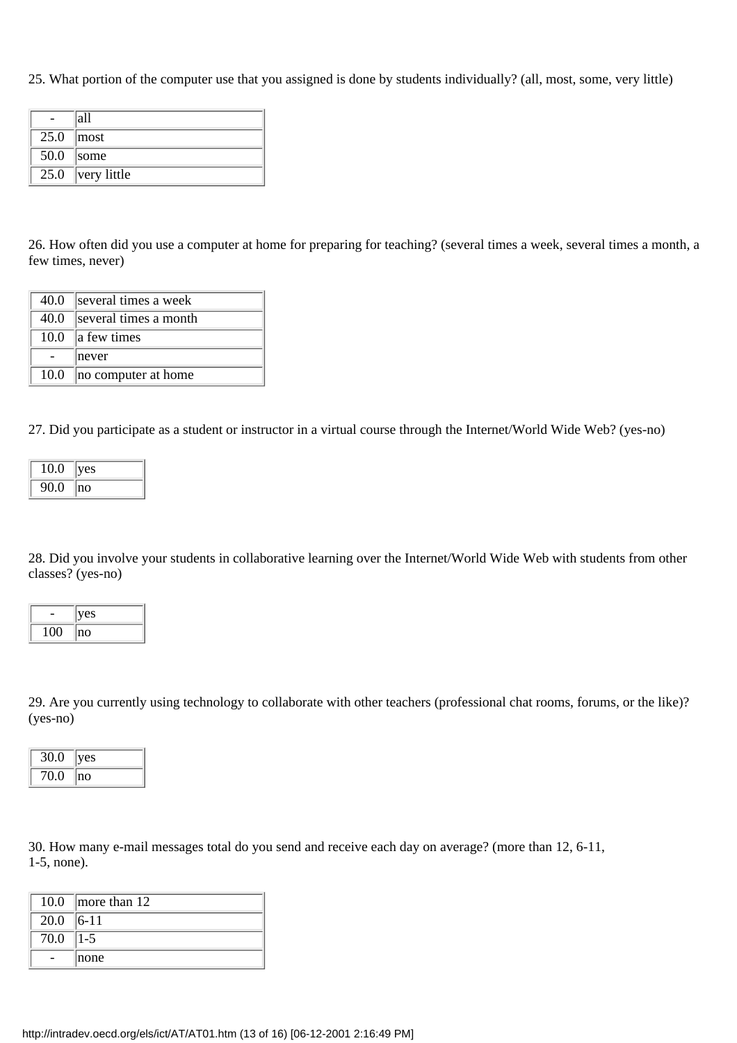25. What portion of the computer use that you assigned is done by students individually? (all, most, some, very little)

| | |
|---|---|
| - | all |
| 25.0 | most |
| 50.0 | some |
| 25.0 | very little |

26. How often did you use a computer at home for preparing for teaching? (several times a week, several times a month, a few times, never)

| | |
|---|---|
| 40.0 | several times a week |
| 40.0 | several times a month |
| 10.0 | a few times |
| - | never |
| 10.0 | no computer at home |

27. Did you participate as a student or instructor in a virtual course through the Internet/World Wide Web? (yes-no)

| | |
|---|---|
| 10.0 | yes |
| 90.0 | no |

28. Did you involve your students in collaborative learning over the Internet/World Wide Web with students from other classes? (yes-no)

| | |
|---|---|
| - | yes |
| 100 | no |

29. Are you currently using technology to collaborate with other teachers (professional chat rooms, forums, or the like)? (yes-no)

| | |
|---|---|
| 30.0 | yes |
| 70.0 | no |

30. How many e-mail messages total do you send and receive each day on average? (more than 12, 6-11, 1-5, none).

| | |
|---|---|
| 10.0 | more than 12 |
| 20.0 | 6-11 |
| 70.0 | 1-5 |
| - | none |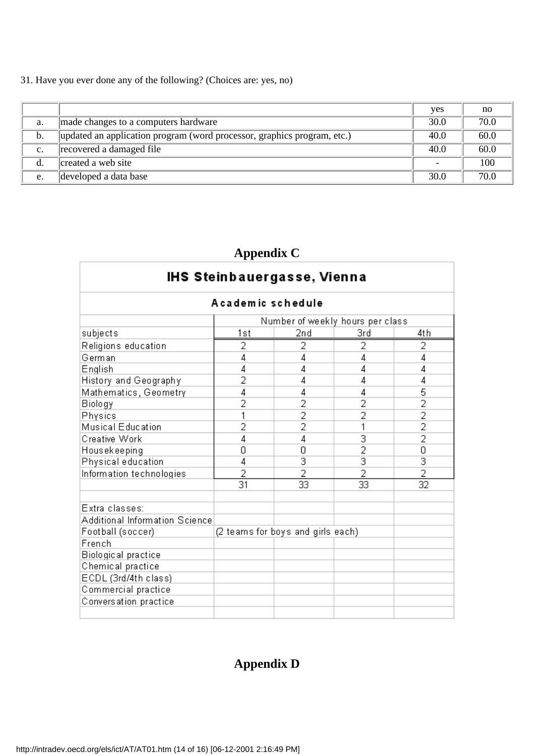31. Have you ever done any of the following? (Choices are: yes, no)

| | | yes | no |
|---|---|---|---|
| a. | made changes to a computers hardware | 30.0 | 70.0 |
| b. | updated an application program (word processor, graphics program, etc.) | 40.0 | 60.0 |
| c. | recovered a damaged file | 40.0 | 60.0 |
| d. | created a web site | - | 100 |
| e. | developed a data base | 30.0 | 70.0 |

## Appendix C

### IHS Steinbauergasse, Vienna

#### Academic schedule

| | Number of weekly hours per class | | | |
|---|---|---|---|---|
| subjects | 1st | 2nd | 3rd | 4th |
| Religions education | 2 | 2 | 2 | 2 |
| German | 4 | 4 | 4 | 4 |
| English | 4 | 4 | 4 | 4 |
| History and Geography | 2 | 4 | 4 | 4 |
| Mathematics, Geometry | 4 | 4 | 4 | 5 |
| Biology | 2 | 2 | 2 | 2 |
| Physics | 1 | 2 | 2 | 2 |
| Musical Education | 2 | 2 | 1 | 2 |
| Creative Work | 4 | 4 | 3 | 2 |
| Housekeeping | 0 | 0 | 2 | 0 |
| Physical education | 4 | 3 | 3 | 3 |
| Information technologies | 2 | 2 | 2 | 2 |
| | 31 | 33 | 33 | 32 |
| | | | | |
| Extra classes: | | | | |
| Additional Information Science | | | | |
| Football (soccer) | (2 teams for boys and girls each) | | | |
| French | | | | |
| Biological practice | | | | |
| Chemical practice | | | | |
| ECDL (3rd/4th class) | | | | |
| Commercial practice | | | | |
| Conversation practice | | | | |

## Appendix D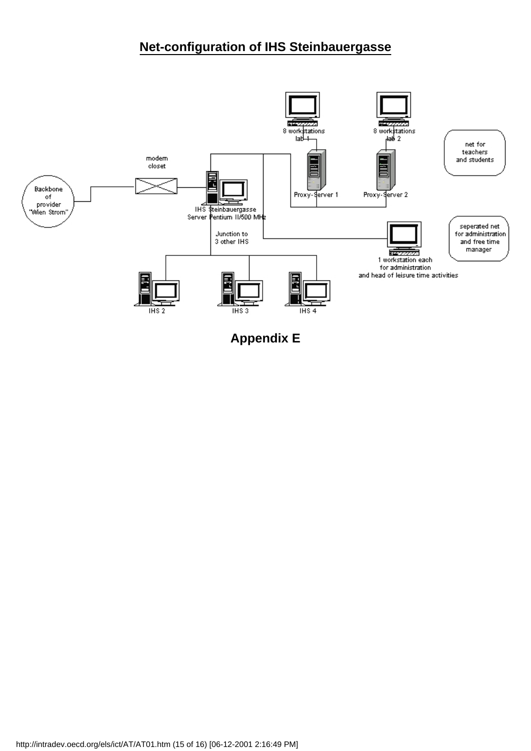## Net-configuration of IHS Steinbauergasse

Backbone of provider "Wien Strom"

modem closet

IHS Steinbauergasse Server Pentium II/500 MHz

8 workstations lab 1

8 workstations lab 2

Proxy-Server 1

Proxy-Server 2

net for teachers and students

Junction to 3 other IHS

1 workstation each for administration and head of leisure time activities

seperated net for administration and free time manager

IHS 2

IHS 3

IHS 4

**Appendix E**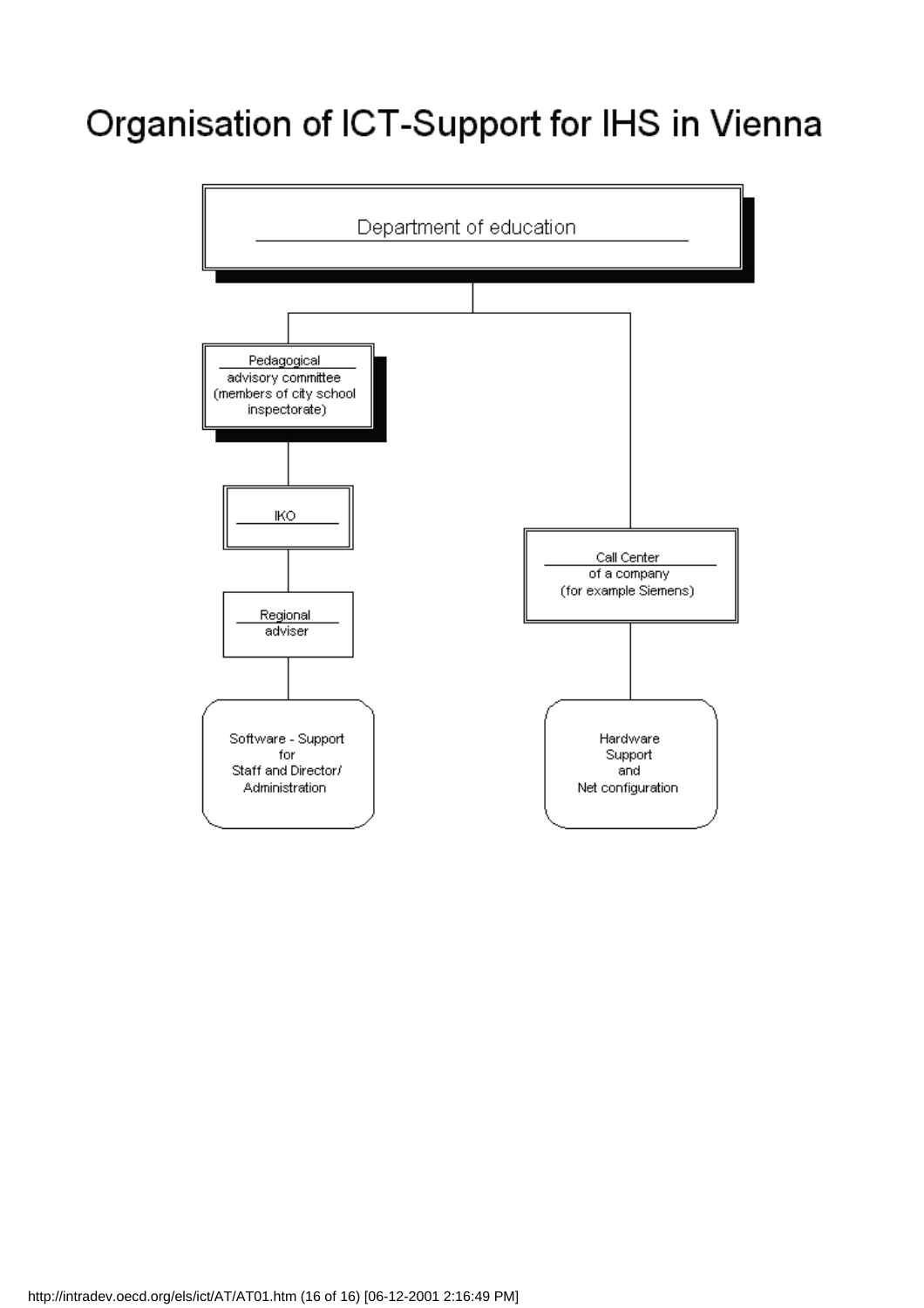# Organisation of ICT-Support for IHS in Vienna

Department of education

Pedagogical advisory committee (members of city school inspectorate)

IKO

Regional adviser

Software - Support for Staff and Director/ Administration

Call Center of a company (for example Siemens)

Hardware Support and Net configuration